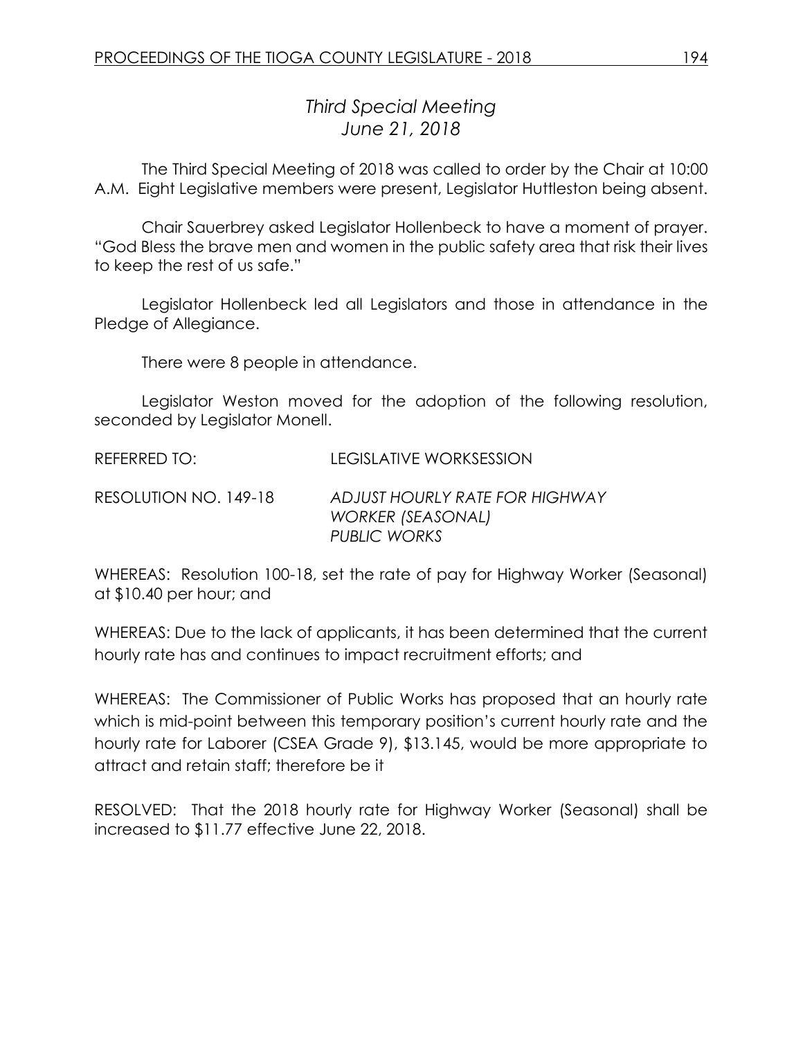## *Third Special Meeting*
## *June 21, 2018*

The Third Special Meeting of 2018 was called to order by the Chair at 10:00 A.M. Eight Legislative members were present, Legislator Huttleston being absent.

Chair Sauerbrey asked Legislator Hollenbeck to have a moment of prayer. "God Bless the brave men and women in the public safety area that risk their lives to keep the rest of us safe."

Legislator Hollenbeck led all Legislators and those in attendance in the Pledge of Allegiance.

There were 8 people in attendance.

Legislator Weston moved for the adoption of the following resolution, seconded by Legislator Monell.

REFERRED TO: LEGISLATIVE WORKSESSION

RESOLUTION NO. 149-18 *ADJUST HOURLY RATE FOR HIGHWAY WORKER (SEASONAL) PUBLIC WORKS*

WHEREAS: Resolution 100-18, set the rate of pay for Highway Worker (Seasonal) at $10.40 per hour; and

WHEREAS: Due to the lack of applicants, it has been determined that the current hourly rate has and continues to impact recruitment efforts; and

WHEREAS: The Commissioner of Public Works has proposed that an hourly rate which is mid-point between this temporary position's current hourly rate and the hourly rate for Laborer (CSEA Grade 9), $13.145, would be more appropriate to attract and retain staff; therefore be it

RESOLVED: That the 2018 hourly rate for Highway Worker (Seasonal) shall be increased to $11.77 effective June 22, 2018.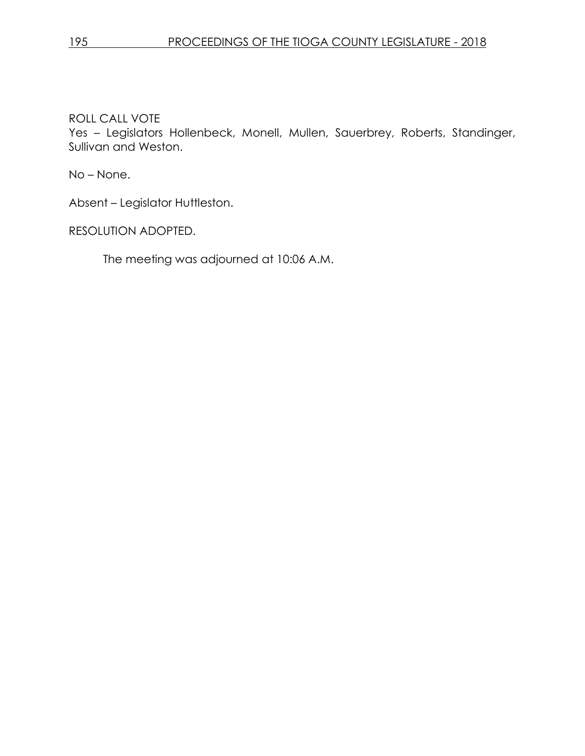ROLL CALL VOTE
Yes – Legislators Hollenbeck, Monell, Mullen, Sauerbrey, Roberts, Standinger, Sullivan and Weston.

No – None.

Absent – Legislator Huttleston.

RESOLUTION ADOPTED.

The meeting was adjourned at 10:06 A.M.